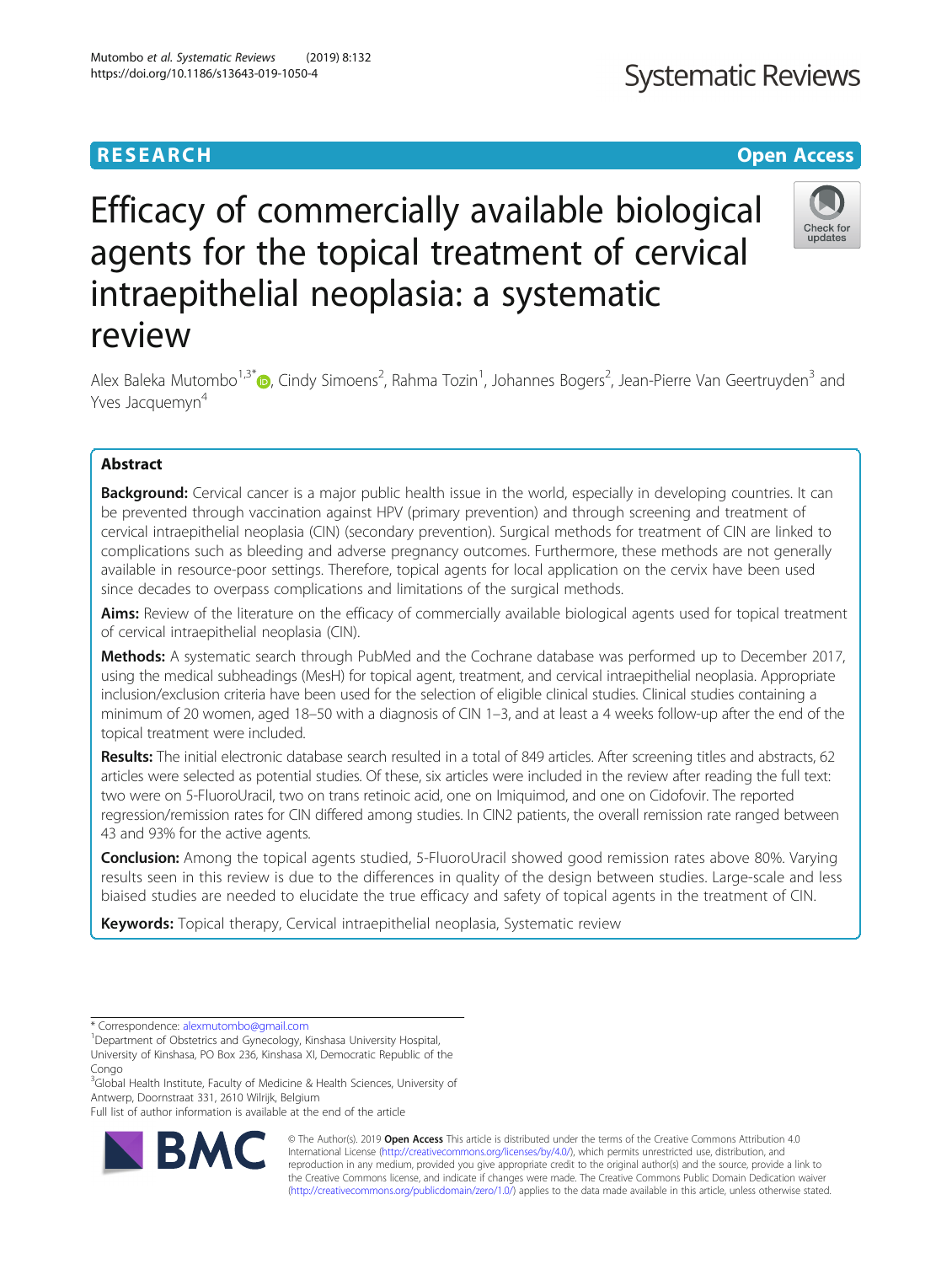RESEARCH Open Access

# Efficacy of commercially available biological agents for the topical treatment of cervical intraepithelial neoplasia: a systematic review

Alex Baleka Mutombo[1,3*], Cindy Simoens[2], Rahma Tozin[1], Johannes Bogers[2], Jean-Pierre Van Geertruyden[3] and Yves Jacquemyn[4]

## Abstract

**Background:** Cervical cancer is a major public health issue in the world, especially in developing countries. It can be prevented through vaccination against HPV (primary prevention) and through screening and treatment of cervical intraepithelial neoplasia (CIN) (secondary prevention). Surgical methods for treatment of CIN are linked to complications such as bleeding and adverse pregnancy outcomes. Furthermore, these methods are not generally available in resource-poor settings. Therefore, topical agents for local application on the cervix have been used since decades to overpass complications and limitations of the surgical methods.

**Aims:** Review of the literature on the efficacy of commercially available biological agents used for topical treatment of cervical intraepithelial neoplasia (CIN).

**Methods:** A systematic search through PubMed and the Cochrane database was performed up to December 2017, using the medical subheadings (MesH) for topical agent, treatment, and cervical intraepithelial neoplasia. Appropriate inclusion/exclusion criteria have been used for the selection of eligible clinical studies. Clinical studies containing a minimum of 20 women, aged 18–50 with a diagnosis of CIN 1–3, and at least a 4 weeks follow-up after the end of the topical treatment were included.

**Results:** The initial electronic database search resulted in a total of 849 articles. After screening titles and abstracts, 62 articles were selected as potential studies. Of these, six articles were included in the review after reading the full text: two were on 5-FluoroUracil, two on trans retinoic acid, one on Imiquimod, and one on Cidofovir. The reported regression/remission rates for CIN differed among studies. In CIN2 patients, the overall remission rate ranged between 43 and 93% for the active agents.

**Conclusion:** Among the topical agents studied, 5-FluoroUracil showed good remission rates above 80%. Varying results seen in this review is due to the differences in quality of the design between studies. Large-scale and less biaised studies are needed to elucidate the true efficacy and safety of topical agents in the treatment of CIN.

**Keywords:** Topical therapy, Cervical intraepithelial neoplasia, Systematic review

---

\* Correspondence: alexmutombo@gmail.com
[1]Department of Obstetrics and Gynecology, Kinshasa University Hospital, University of Kinshasa, PO Box 236, Kinshasa XI, Democratic Republic of the Congo
[3]Global Health Institute, Faculty of Medicine & Health Sciences, University of Antwerp, Doornstraat 331, 2610 Wilrijk, Belgium
Full list of author information is available at the end of the article

© The Author(s). 2019 **Open Access** This article is distributed under the terms of the Creative Commons Attribution 4.0 International License (http://creativecommons.org/licenses/by/4.0/), which permits unrestricted use, distribution, and reproduction in any medium, provided you give appropriate credit to the original author(s) and the source, provide a link to the Creative Commons license, and indicate if changes were made. The Creative Commons Public Domain Dedication waiver (http://creativecommons.org/publicdomain/zero/1.0/) applies to the data made available in this article, unless otherwise stated.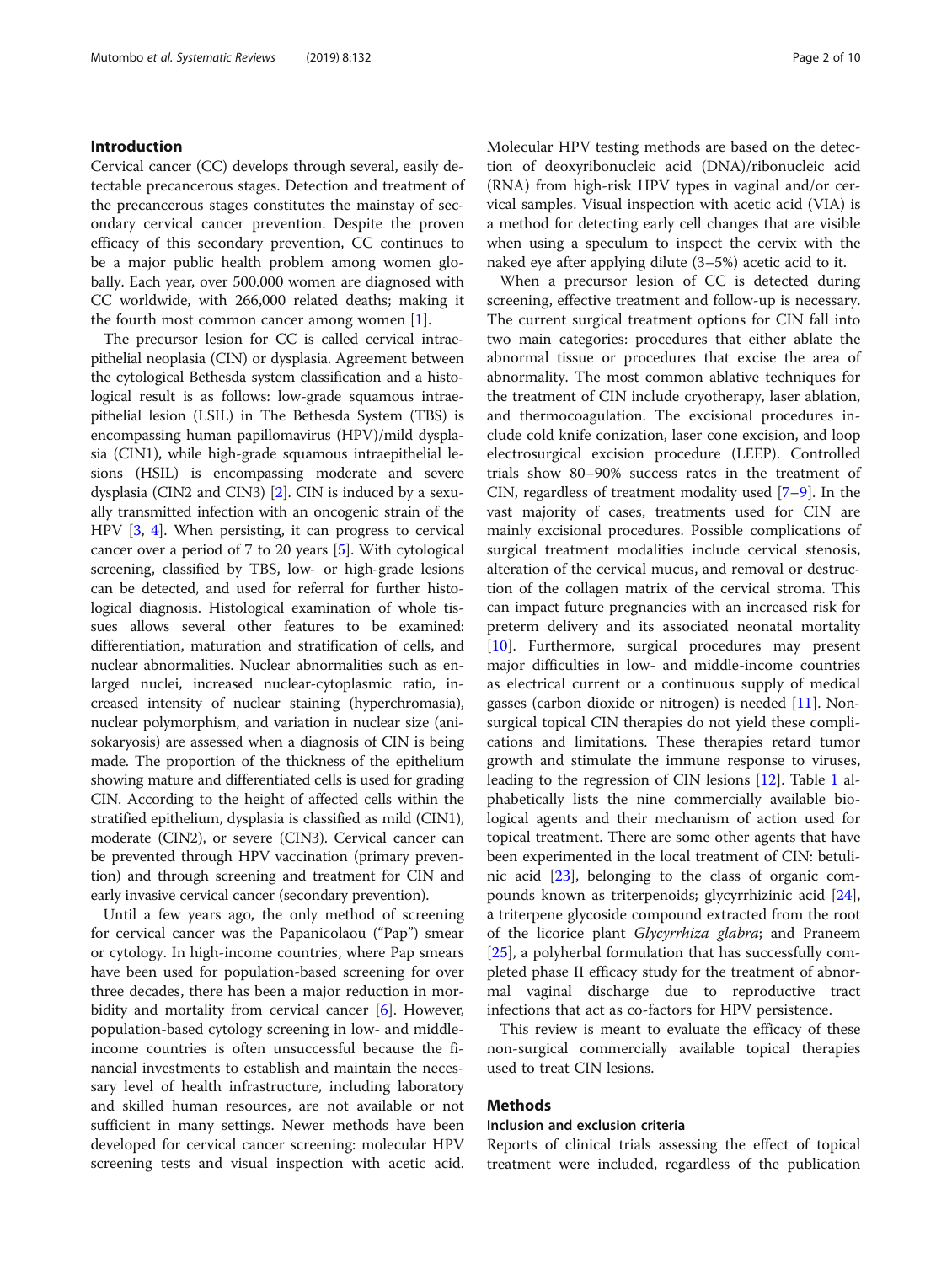## Introduction

Cervical cancer (CC) develops through several, easily detectable precancerous stages. Detection and treatment of the precancerous stages constitutes the mainstay of secondary cervical cancer prevention. Despite the proven efficacy of this secondary prevention, CC continues to be a major public health problem among women globally. Each year, over 500.000 women are diagnosed with CC worldwide, with 266,000 related deaths; making it the fourth most common cancer among women [1].

The precursor lesion for CC is called cervical intraepithelial neoplasia (CIN) or dysplasia. Agreement between the cytological Bethesda system classification and a histological result is as follows: low-grade squamous intraepithelial lesion (LSIL) in The Bethesda System (TBS) is encompassing human papillomavirus (HPV)/mild dysplasia (CIN1), while high-grade squamous intraepithelial lesions (HSIL) is encompassing moderate and severe dysplasia (CIN2 and CIN3) [2]. CIN is induced by a sexually transmitted infection with an oncogenic strain of the HPV [3, 4]. When persisting, it can progress to cervical cancer over a period of 7 to 20 years [5]. With cytological screening, classified by TBS, low- or high-grade lesions can be detected, and used for referral for further histological diagnosis. Histological examination of whole tissues allows several other features to be examined: differentiation, maturation and stratification of cells, and nuclear abnormalities. Nuclear abnormalities such as enlarged nuclei, increased nuclear-cytoplasmic ratio, increased intensity of nuclear staining (hyperchromasia), nuclear polymorphism, and variation in nuclear size (anisokaryosis) are assessed when a diagnosis of CIN is being made. The proportion of the thickness of the epithelium showing mature and differentiated cells is used for grading CIN. According to the height of affected cells within the stratified epithelium, dysplasia is classified as mild (CIN1), moderate (CIN2), or severe (CIN3). Cervical cancer can be prevented through HPV vaccination (primary prevention) and through screening and treatment for CIN and early invasive cervical cancer (secondary prevention).

Until a few years ago, the only method of screening for cervical cancer was the Papanicolaou ("Pap") smear or cytology. In high-income countries, where Pap smears have been used for population-based screening for over three decades, there has been a major reduction in morbidity and mortality from cervical cancer [6]. However, population-based cytology screening in low- and middle-income countries is often unsuccessful because the financial investments to establish and maintain the necessary level of health infrastructure, including laboratory and skilled human resources, are not available or not sufficient in many settings. Newer methods have been developed for cervical cancer screening: molecular HPV screening tests and visual inspection with acetic acid. Molecular HPV testing methods are based on the detection of deoxyribonucleic acid (DNA)/ribonucleic acid (RNA) from high-risk HPV types in vaginal and/or cervical samples. Visual inspection with acetic acid (VIA) is a method for detecting early cell changes that are visible when using a speculum to inspect the cervix with the naked eye after applying dilute (3–5%) acetic acid to it.

When a precursor lesion of CC is detected during screening, effective treatment and follow-up is necessary. The current surgical treatment options for CIN fall into two main categories: procedures that either ablate the abnormal tissue or procedures that excise the area of abnormality. The most common ablative techniques for the treatment of CIN include cryotherapy, laser ablation, and thermocoagulation. The excisional procedures include cold knife conization, laser cone excision, and loop electrosurgical excision procedure (LEEP). Controlled trials show 80–90% success rates in the treatment of CIN, regardless of treatment modality used [7–9]. In the vast majority of cases, treatments used for CIN are mainly excisional procedures. Possible complications of surgical treatment modalities include cervical stenosis, alteration of the cervical mucus, and removal or destruction of the collagen matrix of the cervical stroma. This can impact future pregnancies with an increased risk for preterm delivery and its associated neonatal mortality [10]. Furthermore, surgical procedures may present major difficulties in low- and middle-income countries as electrical current or a continuous supply of medical gasses (carbon dioxide or nitrogen) is needed [11]. Non-surgical topical CIN therapies do not yield these complications and limitations. These therapies retard tumor growth and stimulate the immune response to viruses, leading to the regression of CIN lesions [12]. Table 1 alphabetically lists the nine commercially available biological agents and their mechanism of action used for topical treatment. There are some other agents that have been experimented in the local treatment of CIN: betulinic acid [23], belonging to the class of organic compounds known as triterpenoids; glycyrrhizinic acid [24], a triterpene glycoside compound extracted from the root of the licorice plant *Glycyrrhiza glabra*; and Praneem [25], a polyherbal formulation that has successfully completed phase II efficacy study for the treatment of abnormal vaginal discharge due to reproductive tract infections that act as co-factors for HPV persistence.

This review is meant to evaluate the efficacy of these non-surgical commercially available topical therapies used to treat CIN lesions.

## Methods

### Inclusion and exclusion criteria

Reports of clinical trials assessing the effect of topical treatment were included, regardless of the publication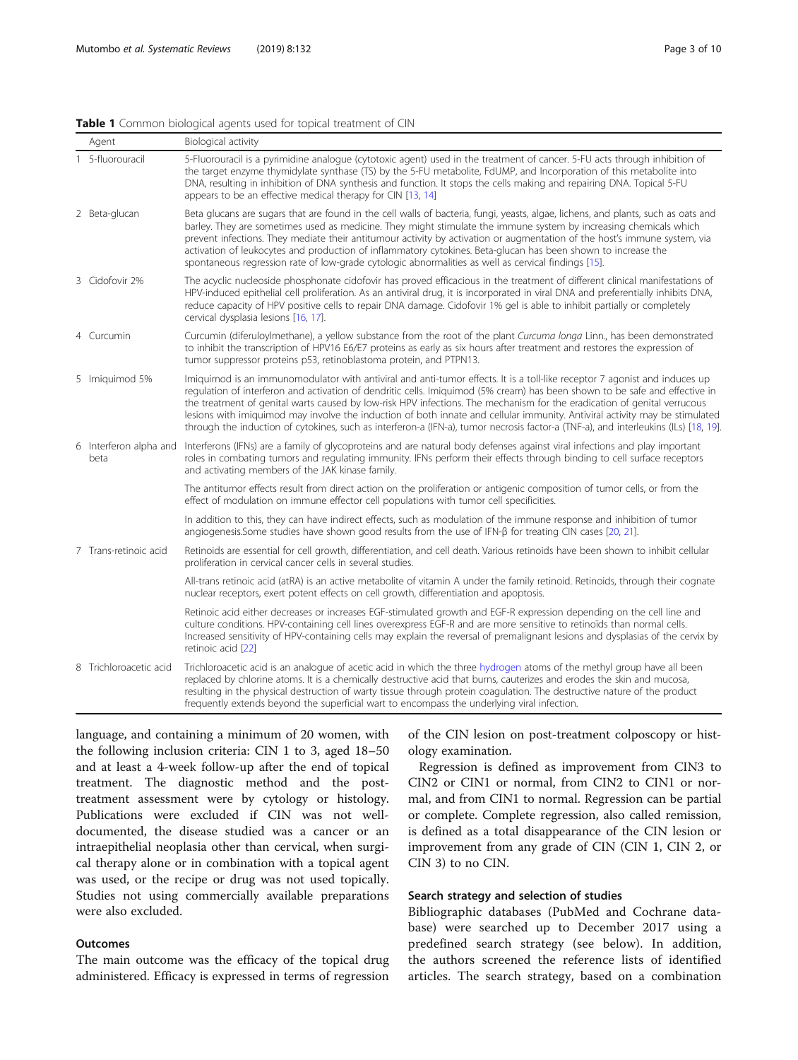**Table 1** Common biological agents used for topical treatment of CIN

| | Agent | Biological activity |
|---|---|---|
| 1 | 5-fluorouracil | 5-Fluorouracil is a pyrimidine analogue (cytotoxic agent) used in the treatment of cancer. 5-FU acts through inhibition of the target enzyme thymidylate synthase (TS) by the 5-FU metabolite, FdUMP, and Incorporation of this metabolite into DNA, resulting in inhibition of DNA synthesis and function. It stops the cells making and repairing DNA. Topical 5-FU appears to be an effective medical therapy for CIN [13, 14] |
| 2 | Beta-glucan | Beta glucans are sugars that are found in the cell walls of bacteria, fungi, yeasts, algae, lichens, and plants, such as oats and barley. They are sometimes used as medicine. They might stimulate the immune system by increasing chemicals which prevent infections. They mediate their antitumour activity by activation or augmentation of the host's immune system, via activation of leukocytes and production of inflammatory cytokines. Beta-glucan has been shown to increase the spontaneous regression rate of low-grade cytologic abnormalities as well as cervical findings [15]. |
| 3 | Cidofovir 2% | The acyclic nucleoside phosphonate cidofovir has proved efficacious in the treatment of different clinical manifestations of HPV-induced epithelial cell proliferation. As an antiviral drug, it is incorporated in viral DNA and preferentially inhibits DNA, reduce capacity of HPV positive cells to repair DNA damage. Cidofovir 1% gel is able to inhibit partially or completely cervical dysplasia lesions [16, 17]. |
| 4 | Curcumin | Curcumin (diferuloylmethane), a yellow substance from the root of the plant *Curcuma longa* Linn., has been demonstrated to inhibit the transcription of HPV16 E6/E7 proteins as early as six hours after treatment and restores the expression of tumor suppressor proteins p53, retinoblastoma protein, and PTPN13. |
| 5 | Imiquimod 5% | Imiquimod is an immunomodulator with antiviral and anti-tumor effects. It is a toll-like receptor 7 agonist and induces up regulation of interferon and activation of dendritic cells. Imiquimod (5% cream) has been shown to be safe and effective in the treatment of genital warts caused by low-risk HPV infections. The mechanism for the eradication of genital verrucous lesions with imiquimod may involve the induction of both innate and cellular immunity. Antiviral activity may be stimulated through the induction of cytokines, such as interferon-a (IFN-a), tumor necrosis factor-a (TNF-a), and interleukins (ILs) [18, 19]. |
| 6 | Interferon alpha and beta | Interferons (IFNs) are a family of glycoproteins and are natural body defenses against viral infections and play important roles in combating tumors and regulating immunity. IFNs perform their effects through binding to cell surface receptors and activating members of the JAK kinase family. The antitumor effects result from direct action on the proliferation or antigenic composition of tumor cells, or from the effect of modulation on immune effector cell populations with tumor cell specificities. In addition to this, they can have indirect effects, such as modulation of the immune response and inhibition of tumor angiogenesis.Some studies have shown good results from the use of IFN-β for treating CIN cases [20, 21]. |
| 7 | Trans-retinoic acid | Retinoids are essential for cell growth, differentiation, and cell death. Various retinoids have been shown to inhibit cellular proliferation in cervical cancer cells in several studies. All-trans retinoic acid (atRA) is an active metabolite of vitamin A under the family retinoid. Retinoids, through their cognate nuclear receptors, exert potent effects on cell growth, differentiation and apoptosis. Retinoic acid either decreases or increases EGF-stimulated growth and EGF-R expression depending on the cell line and culture conditions. HPV-containing cell lines overexpress EGF-R and are more sensitive to retinoïds than normal cells. Increased sensitivity of HPV-containing cells may explain the reversal of premalignant lesions and dysplasias of the cervix by retinoic acid [22] |
| 8 | Trichloroacetic acid | Trichloroacetic acid is an analogue of acetic acid in which the three hydrogen atoms of the methyl group have all been replaced by chlorine atoms. It is a chemically destructive acid that burns, cauterizes and erodes the skin and mucosa, resulting in the physical destruction of warty tissue through protein coagulation. The destructive nature of the product frequently extends beyond the superficial wart to encompass the underlying viral infection. |

language, and containing a minimum of 20 women, with the following inclusion criteria: CIN 1 to 3, aged 18–50 and at least a 4-week follow-up after the end of topical treatment. The diagnostic method and the post-treatment assessment were by cytology or histology. Publications were excluded if CIN was not well-documented, the disease studied was a cancer or an intraepithelial neoplasia other than cervical, when surgical therapy alone or in combination with a topical agent was used, or the recipe or drug was not used topically. Studies not using commercially available preparations were also excluded.

### Outcomes

The main outcome was the efficacy of the topical drug administered. Efficacy is expressed in terms of regression of the CIN lesion on post-treatment colposcopy or histology examination.

Regression is defined as improvement from CIN3 to CIN2 or CIN1 or normal, from CIN2 to CIN1 or normal, and from CIN1 to normal. Regression can be partial or complete. Complete regression, also called remission, is defined as a total disappearance of the CIN lesion or improvement from any grade of CIN (CIN 1, CIN 2, or CIN 3) to no CIN.

### Search strategy and selection of studies

Bibliographic databases (PubMed and Cochrane database) were searched up to December 2017 using a predefined search strategy (see below). In addition, the authors screened the reference lists of identified articles. The search strategy, based on a combination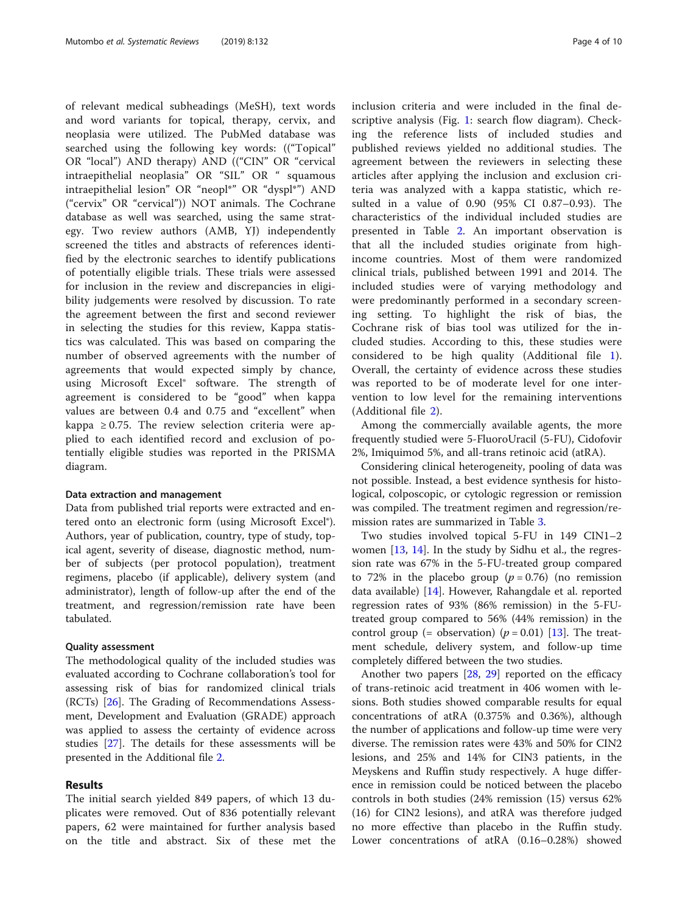of relevant medical subheadings (MeSH), text words and word variants for topical, therapy, cervix, and neoplasia were utilized. The PubMed database was searched using the following key words: (("Topical" OR "local") AND therapy) AND (("CIN" OR "cervical intraepithelial neoplasia" OR "SIL" OR " squamous intraepithelial lesion" OR "neopl*" OR "dyspl*") AND ("cervix" OR "cervical")) NOT animals. The Cochrane database as well was searched, using the same strategy. Two review authors (AMB, YJ) independently screened the titles and abstracts of references identified by the electronic searches to identify publications of potentially eligible trials. These trials were assessed for inclusion in the review and discrepancies in eligibility judgements were resolved by discussion. To rate the agreement between the first and second reviewer in selecting the studies for this review, Kappa statistics was calculated. This was based on comparing the number of observed agreements with the number of agreements that would expected simply by chance, using Microsoft Excel® software. The strength of agreement is considered to be "good" when kappa values are between 0.4 and 0.75 and "excellent" when kappa ≥ 0.75. The review selection criteria were applied to each identified record and exclusion of potentially eligible studies was reported in the PRISMA diagram.

#### Data extraction and management

Data from published trial reports were extracted and entered onto an electronic form (using Microsoft Excel®). Authors, year of publication, country, type of study, topical agent, severity of disease, diagnostic method, number of subjects (per protocol population), treatment regimens, placebo (if applicable), delivery system (and administrator), length of follow-up after the end of the treatment, and regression/remission rate have been tabulated.

#### Quality assessment

The methodological quality of the included studies was evaluated according to Cochrane collaboration's tool for assessing risk of bias for randomized clinical trials (RCTs) [26]. The Grading of Recommendations Assessment, Development and Evaluation (GRADE) approach was applied to assess the certainty of evidence across studies [27]. The details for these assessments will be presented in the Additional file 2.

## Results

The initial search yielded 849 papers, of which 13 duplicates were removed. Out of 836 potentially relevant papers, 62 were maintained for further analysis based on the title and abstract. Six of these met the inclusion criteria and were included in the final descriptive analysis (Fig. 1: search flow diagram). Checking the reference lists of included studies and published reviews yielded no additional studies. The agreement between the reviewers in selecting these articles after applying the inclusion and exclusion criteria was analyzed with a kappa statistic, which resulted in a value of 0.90 (95% CI 0.87–0.93). The characteristics of the individual included studies are presented in Table 2. An important observation is that all the included studies originate from high-income countries. Most of them were randomized clinical trials, published between 1991 and 2014. The included studies were of varying methodology and were predominantly performed in a secondary screening setting. To highlight the risk of bias, the Cochrane risk of bias tool was utilized for the included studies. According to this, these studies were considered to be high quality (Additional file 1). Overall, the certainty of evidence across these studies was reported to be of moderate level for one intervention to low level for the remaining interventions (Additional file 2).

Among the commercially available agents, the more frequently studied were 5-FluoroUracil (5-FU), Cidofovir 2%, Imiquimod 5%, and all-trans retinoic acid (atRA).

Considering clinical heterogeneity, pooling of data was not possible. Instead, a best evidence synthesis for histological, colposcopic, or cytologic regression or remission was compiled. The treatment regimen and regression/remission rates are summarized in Table 3.

Two studies involved topical 5-FU in 149 CIN1–2 women [13, 14]. In the study by Sidhu et al., the regression rate was 67% in the 5-FU-treated group compared to 72% in the placebo group ($p = 0.76$) (no remission data available) [14]. However, Rahangdale et al. reported regression rates of 93% (86% remission) in the 5-FU-treated group compared to 56% (44% remission) in the control group (= observation) ($p = 0.01$) [13]. The treatment schedule, delivery system, and follow-up time completely differed between the two studies.

Another two papers [28, 29] reported on the efficacy of trans-retinoic acid treatment in 406 women with lesions. Both studies showed comparable results for equal concentrations of atRA (0.375% and 0.36%), although the number of applications and follow-up time were very diverse. The remission rates were 43% and 50% for CIN2 lesions, and 25% and 14% for CIN3 patients, in the Meyskens and Ruffin study respectively. A huge difference in remission could be noticed between the placebo controls in both studies (24% remission (15) versus 62% (16) for CIN2 lesions), and atRA was therefore judged no more effective than placebo in the Ruffin study. Lower concentrations of atRA (0.16–0.28%) showed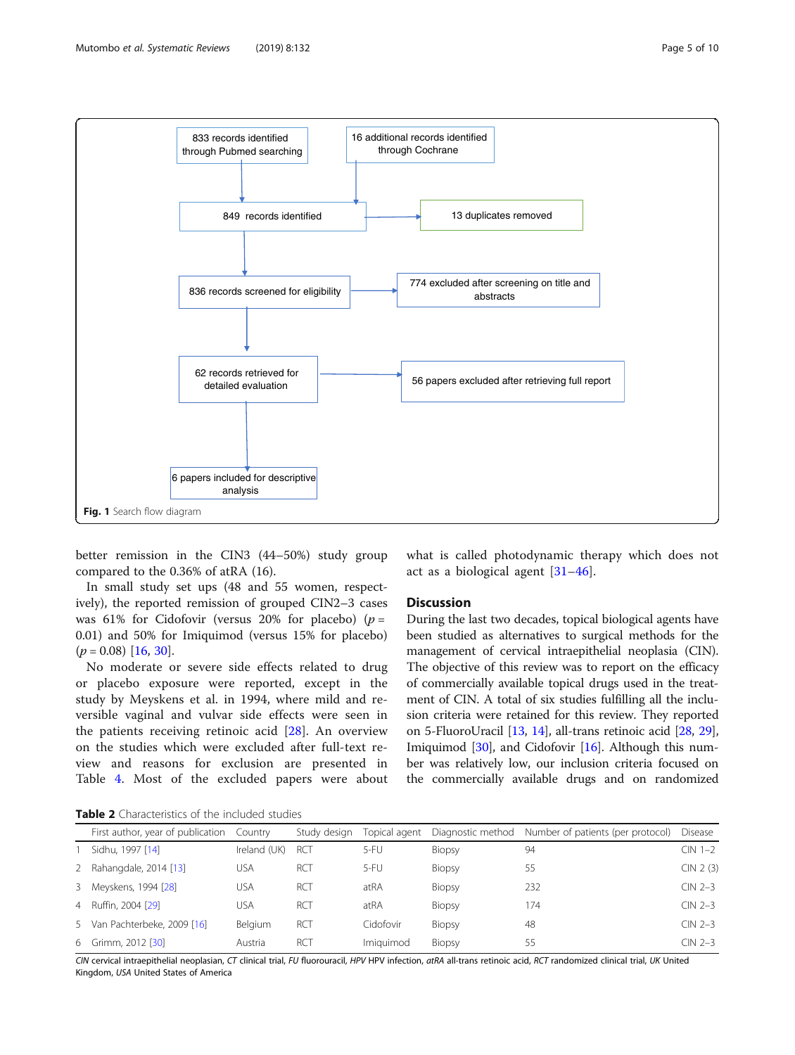833 records identified through Pubmed searching

16 additional records identified through Cochrane

849 records identified

13 duplicates removed

836 records screened for eligibility

774 excluded after screening on title and abstracts

62 records retrieved for detailed evaluation

56 papers excluded after retrieving full report

6 papers included for descriptive analysis

**Fig. 1** Search flow diagram

better remission in the CIN3 (44–50%) study group compared to the 0.36% of atRA (16).

In small study set ups (48 and 55 women, respectively), the reported remission of grouped CIN2–3 cases was 61% for Cidofovir (versus 20% for placebo) ($p$ = 0.01) and 50% for Imiquimod (versus 15% for placebo) ($p$ = 0.08) [16, 30].

No moderate or severe side effects related to drug or placebo exposure were reported, except in the study by Meyskens et al. in 1994, where mild and reversible vaginal and vulvar side effects were seen in the patients receiving retinoic acid [28]. An overview on the studies which were excluded after full-text review and reasons for exclusion are presented in Table 4. Most of the excluded papers were about what is called photodynamic therapy which does not act as a biological agent [31–46].

## Discussion

During the last two decades, topical biological agents have been studied as alternatives to surgical methods for the management of cervical intraepithelial neoplasia (CIN). The objective of this review was to report on the efficacy of commercially available topical drugs used in the treatment of CIN. A total of six studies fulfilling all the inclusion criteria were retained for this review. They reported on 5-FluoroUracil [13, 14], all-trans retinoic acid [28, 29], Imiquimod [30], and Cidofovir [16]. Although this number was relatively low, our inclusion criteria focused on the commercially available drugs and on randomized

**Table 2** Characteristics of the included studies

| | First author, year of publication | Country | Study design | Topical agent | Diagnostic method | Number of patients (per protocol) | Disease |
|---|---|---|---|---|---|---|---|
| 1 | Sidhu, 1997 [14] | Ireland (UK) | RCT | 5-FU | Biopsy | 94 | CIN 1–2 |
| 2 | Rahangdale, 2014 [13] | USA | RCT | 5-FU | Biopsy | 55 | CIN 2 (3) |
| 3 | Meyskens, 1994 [28] | USA | RCT | atRA | Biopsy | 232 | CIN 2–3 |
| 4 | Ruffin, 2004 [29] | USA | RCT | atRA | Biopsy | 174 | CIN 2–3 |
| 5 | Van Pachterbeke, 2009 [16] | Belgium | RCT | Cidofovir | Biopsy | 48 | CIN 2–3 |
| 6 | Grimm, 2012 [30] | Austria | RCT | Imiquimod | Biopsy | 55 | CIN 2–3 |

*CIN* cervical intraepithelial neoplasian, *CT* clinical trial, *FU* fluorouracil, *HPV* HPV infection, *atRA* all-trans retinoic acid, *RCT* randomized clinical trial, *UK* United Kingdom, *USA* United States of America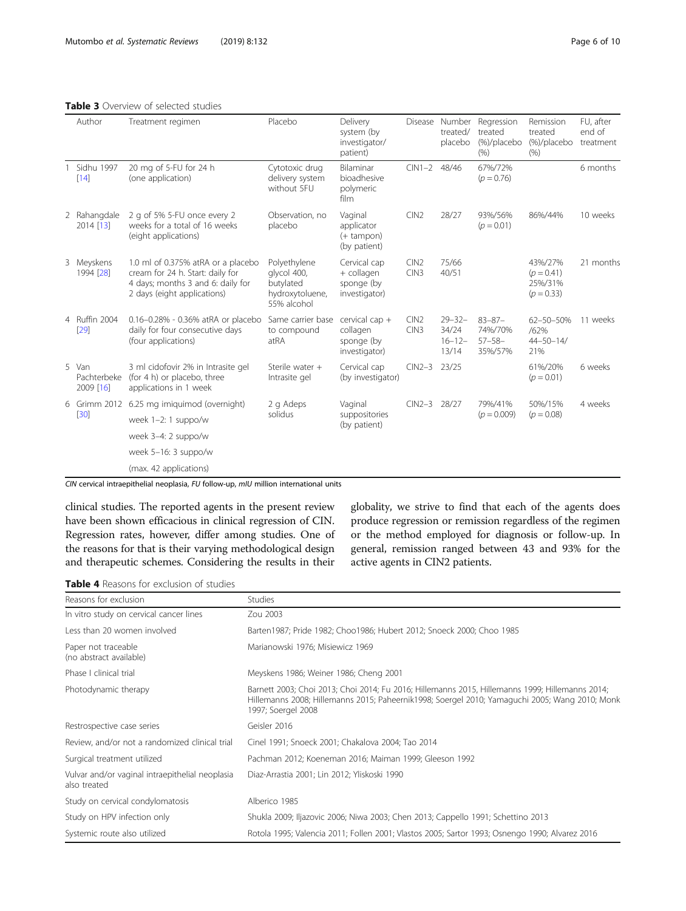**Table 3** Overview of selected studies

| | Author | Treatment regimen | Placebo | Delivery system (by investigator/ patient) | Disease | Number treated/ placebo | Regression treated (%)/placebo (%) | Remission treated (%)/placebo (%) | FU, after end of treatment |
|---|---|---|---|---|---|---|---|---|---|
| 1 | Sidhu 1997 [14] | 20 mg of 5-FU for 24 h (one application) | Cytotoxic drug delivery system without 5FU | Bilaminar bioadhesive polymeric film | CIN1–2 | 48/46 | 67%/72% ($p = 0.76$) | | 6 months |
| 2 | Rahangdale 2014 [13] | 2 g of 5% 5-FU once every 2 weeks for a total of 16 weeks (eight applications) | Observation, no placebo | Vaginal applicator (+ tampon) (by patient) | CIN2 | 28/27 | 93%/56% ($p = 0.01$) | 86%/44% | 10 weeks |
| 3 | Meyskens 1994 [28] | 1.0 ml of 0.375% atRA or a placebo cream for 24 h. Start: daily for 4 days; months 3 and 6: daily for 2 days (eight applications) | Polyethylene glycol 400, butylated hydroxytoluene, 55% alcohol | Cervical cap + collagen sponge (by investigator) | CIN2 CIN3 | 75/66 40/51 | | 43%/27% ($p = 0.41$) 25%/31% ($p = 0.33$) | 21 months |
| 4 | Ruffin 2004 [29] | 0.16–0.28% - 0.36% atRA or placebo daily for four consecutive days (four applications) | Same carrier base to compound atRA | cervical cap + collagen sponge (by investigator) | CIN2 CIN3 | 29–32–34/24 16–12–13/14 | 83–87–74%/70% 57–58–35%/57% | 62–50–50% /62% 44–50–14/ 21% | 11 weeks |
| 5 | Van Pachterbeke 2009 [16] | 3 ml cidofovir 2% in Intrasite gel (for 4 h) or placebo, three applications in 1 week | Sterile water + Intrasite gel | Cervical cap (by investigator) | CIN2–3 | 23/25 | | 61%/20% ($p = 0.01$) | 6 weeks |
| 6 | Grimm 2012 [30] | 6.25 mg imiquimod (overnight) week 1–2: 1 suppo/w week 3–4: 2 suppo/w week 5–16: 3 suppo/w (max. 42 applications) | 2 g Adeps solidus | Vaginal suppositories (by patient) | CIN2–3 | 28/27 | 79%/41% ($p = 0.009$) | 50%/15% ($p = 0.08$) | 4 weeks |

*CIN* cervical intraepithelial neoplasia, *FU* follow-up, *mIU* million international units

clinical studies. The reported agents in the present review have been shown efficacious in clinical regression of CIN. Regression rates, however, differ among studies. One of the reasons for that is their varying methodological design and therapeutic schemes. Considering the results in their globality, we strive to find that each of the agents does produce regression or remission regardless of the regimen or the method employed for diagnosis or follow-up. In general, remission ranged between 43 and 93% for the active agents in CIN2 patients.

**Table 4** Reasons for exclusion of studies

| Reasons for exclusion | Studies |
|---|---|
| In vitro study on cervical cancer lines | Zou 2003 |
| Less than 20 women involved | Barten1987; Pride 1982; Choo1986; Hubert 2012; Snoeck 2000; Choo 1985 |
| Paper not traceable (no abstract available) | Marianowski 1976; Misiewicz 1969 |
| Phase I clinical trial | Meyskens 1986; Weiner 1986; Cheng 2001 |
| Photodynamic therapy | Barnett 2003; Choi 2013; Choi 2014; Fu 2016; Hillemanns 2015, Hillemanns 1999; Hillemanns 2014; Hillemanns 2008; Hillemanns 2015; Paheernik1998; Soergel 2010; Yamaguchi 2005; Wang 2010; Monk 1997; Soergel 2008 |
| Restrospective case series | Geisler 2016 |
| Review, and/or not a randomized clinical trial | Cinel 1991; Snoeck 2001; Chakalova 2004; Tao 2014 |
| Surgical treatment utilized | Pachman 2012; Koeneman 2016; Maiman 1999; Gleeson 1992 |
| Vulvar and/or vaginal intraepithelial neoplasia also treated | Diaz-Arrastia 2001; Lin 2012; Yliskoski 1990 |
| Study on cervical condylomatosis | Alberico 1985 |
| Study on HPV infection only | Shukla 2009; Iljazovic 2006; Niwa 2003; Chen 2013; Cappello 1991; Schettino 2013 |
| Systemic route also utilized | Rotola 1995; Valencia 2011; Follen 2001; Vlastos 2005; Sartor 1993; Osnengo 1990; Alvarez 2016 |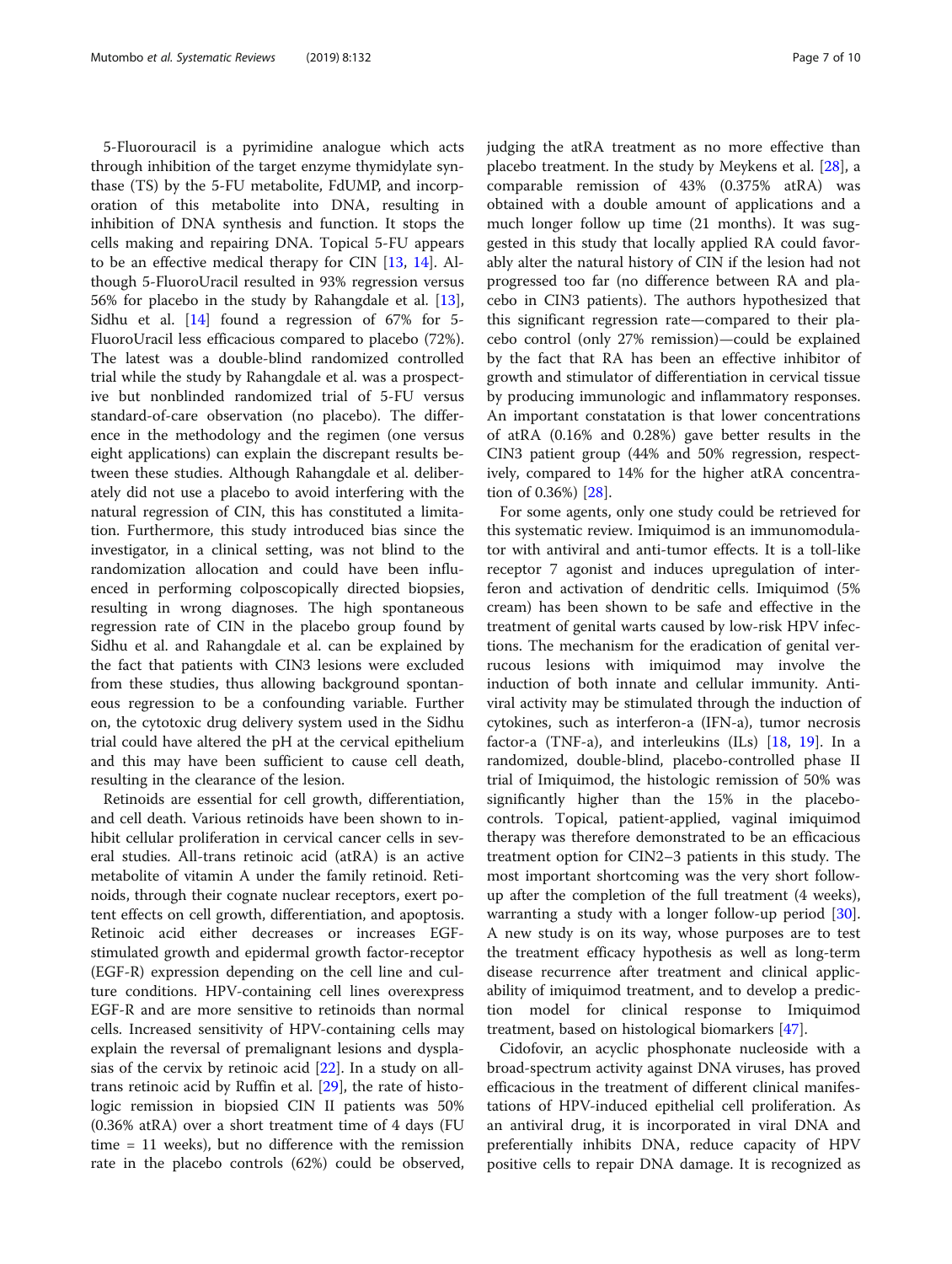5-Fluorouracil is a pyrimidine analogue which acts through inhibition of the target enzyme thymidylate synthase (TS) by the 5-FU metabolite, FdUMP, and incorporation of this metabolite into DNA, resulting in inhibition of DNA synthesis and function. It stops the cells making and repairing DNA. Topical 5-FU appears to be an effective medical therapy for CIN [13, 14]. Although 5-FluoroUracil resulted in 93% regression versus 56% for placebo in the study by Rahangdale et al. [13], Sidhu et al. [14] found a regression of 67% for 5-FluoroUracil less efficacious compared to placebo (72%). The latest was a double-blind randomized controlled trial while the study by Rahangdale et al. was a prospective but nonblinded randomized trial of 5-FU versus standard-of-care observation (no placebo). The difference in the methodology and the regimen (one versus eight applications) can explain the discrepant results between these studies. Although Rahangdale et al. deliberately did not use a placebo to avoid interfering with the natural regression of CIN, this has constituted a limitation. Furthermore, this study introduced bias since the investigator, in a clinical setting, was not blind to the randomization allocation and could have been influenced in performing colposcopically directed biopsies, resulting in wrong diagnoses. The high spontaneous regression rate of CIN in the placebo group found by Sidhu et al. and Rahangdale et al. can be explained by the fact that patients with CIN3 lesions were excluded from these studies, thus allowing background spontaneous regression to be a confounding variable. Further on, the cytotoxic drug delivery system used in the Sidhu trial could have altered the pH at the cervical epithelium and this may have been sufficient to cause cell death, resulting in the clearance of the lesion.

Retinoids are essential for cell growth, differentiation, and cell death. Various retinoids have been shown to inhibit cellular proliferation in cervical cancer cells in several studies. All-trans retinoic acid (atRA) is an active metabolite of vitamin A under the family retinoid. Retinoids, through their cognate nuclear receptors, exert potent effects on cell growth, differentiation, and apoptosis. Retinoic acid either decreases or increases EGF-stimulated growth and epidermal growth factor-receptor (EGF-R) expression depending on the cell line and culture conditions. HPV-containing cell lines overexpress EGF-R and are more sensitive to retinoids than normal cells. Increased sensitivity of HPV-containing cells may explain the reversal of premalignant lesions and dysplasias of the cervix by retinoic acid [22]. In a study on all-trans retinoic acid by Ruffin et al. [29], the rate of histologic remission in biopsied CIN II patients was 50% (0.36% atRA) over a short treatment time of 4 days (FU time = 11 weeks), but no difference with the remission rate in the placebo controls (62%) could be observed, judging the atRA treatment as no more effective than placebo treatment. In the study by Meykens et al. [28], a comparable remission of 43% (0.375% atRA) was obtained with a double amount of applications and a much longer follow up time (21 months). It was suggested in this study that locally applied RA could favorably alter the natural history of CIN if the lesion had not progressed too far (no difference between RA and placebo in CIN3 patients). The authors hypothesized that this significant regression rate—compared to their placebo control (only 27% remission)—could be explained by the fact that RA has been an effective inhibitor of growth and stimulator of differentiation in cervical tissue by producing immunologic and inflammatory responses. An important constatation is that lower concentrations of atRA (0.16% and 0.28%) gave better results in the CIN3 patient group (44% and 50% regression, respectively, compared to 14% for the higher atRA concentration of 0.36%) [28].

For some agents, only one study could be retrieved for this systematic review. Imiquimod is an immunomodulator with antiviral and anti-tumor effects. It is a toll-like receptor 7 agonist and induces upregulation of interferon and activation of dendritic cells. Imiquimod (5% cream) has been shown to be safe and effective in the treatment of genital warts caused by low-risk HPV infections. The mechanism for the eradication of genital verrucous lesions with imiquimod may involve the induction of both innate and cellular immunity. Antiviral activity may be stimulated through the induction of cytokines, such as interferon-a (IFN-a), tumor necrosis factor-a (TNF-a), and interleukins (ILs) [18, 19]. In a randomized, double-blind, placebo-controlled phase II trial of Imiquimod, the histologic remission of 50% was significantly higher than the 15% in the placebo-controls. Topical, patient-applied, vaginal imiquimod therapy was therefore demonstrated to be an efficacious treatment option for CIN2–3 patients in this study. The most important shortcoming was the very short follow-up after the completion of the full treatment (4 weeks), warranting a study with a longer follow-up period [30]. A new study is on its way, whose purposes are to test the treatment efficacy hypothesis as well as long-term disease recurrence after treatment and clinical applicability of imiquimod treatment, and to develop a prediction model for clinical response to Imiquimod treatment, based on histological biomarkers [47].

Cidofovir, an acyclic phosphonate nucleoside with a broad-spectrum activity against DNA viruses, has proved efficacious in the treatment of different clinical manifestations of HPV-induced epithelial cell proliferation. As an antiviral drug, it is incorporated in viral DNA and preferentially inhibits DNA, reduce capacity of HPV positive cells to repair DNA damage. It is recognized as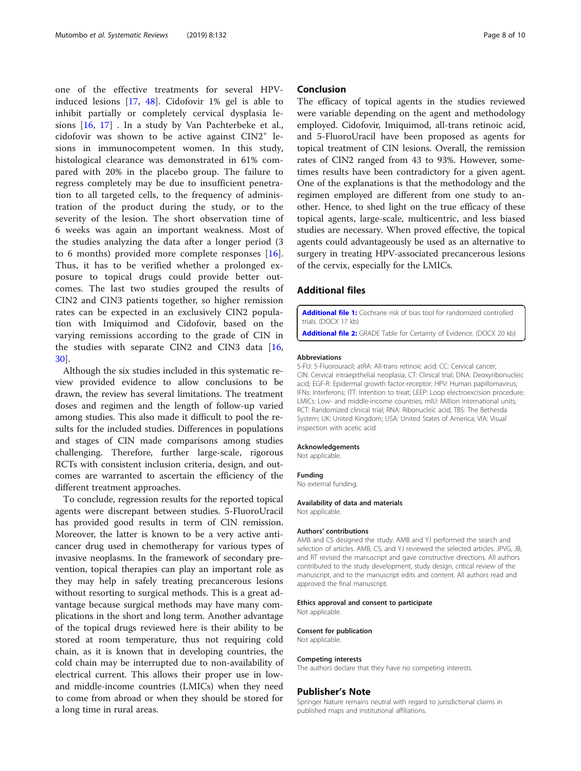one of the effective treatments for several HPV-induced lesions [17, 48]. Cidofovir 1% gel is able to inhibit partially or completely cervical dysplasia lesions [16, 17] . In a study by Van Pachterbeke et al., cidofovir was shown to be active against CIN2$^+$ lesions in immunocompetent women. In this study, histological clearance was demonstrated in 61% compared with 20% in the placebo group. The failure to regress completely may be due to insufficient penetration to all targeted cells, to the frequency of administration of the product during the study, or to the severity of the lesion. The short observation time of 6 weeks was again an important weakness. Most of the studies analyzing the data after a longer period (3 to 6 months) provided more complete responses [16]. Thus, it has to be verified whether a prolonged exposure to topical drugs could provide better outcomes. The last two studies grouped the results of CIN2 and CIN3 patients together, so higher remission rates can be expected in an exclusively CIN2 population with Imiquimod and Cidofovir, based on the varying remissions according to the grade of CIN in the studies with separate CIN2 and CIN3 data [16, 30].

Although the six studies included in this systematic review provided evidence to allow conclusions to be drawn, the review has several limitations. The treatment doses and regimen and the length of follow-up varied among studies. This also made it difficult to pool the results for the included studies. Differences in populations and stages of CIN made comparisons among studies challenging. Therefore, further large-scale, rigorous RCTs with consistent inclusion criteria, design, and outcomes are warranted to ascertain the efficiency of the different treatment approaches.

To conclude, regression results for the reported topical agents were discrepant between studies. 5-FluoroUracil has provided good results in term of CIN remission. Moreover, the latter is known to be a very active anti-cancer drug used in chemotherapy for various types of invasive neoplasms. In the framework of secondary prevention, topical therapies can play an important role as they may help in safely treating precancerous lesions without resorting to surgical methods. This is a great advantage because surgical methods may have many complications in the short and long term. Another advantage of the topical drugs reviewed here is their ability to be stored at room temperature, thus not requiring cold chain, as it is known that in developing countries, the cold chain may be interrupted due to non-availability of electrical current. This allows their proper use in low- and middle-income countries (LMICs) when they need to come from abroad or when they should be stored for a long time in rural areas.

## Conclusion

The efficacy of topical agents in the studies reviewed were variable depending on the agent and methodology employed. Cidofovir, Imiquimod, all-trans retinoic acid, and 5-FluoroUracil have been proposed as agents for topical treatment of CIN lesions. Overall, the remission rates of CIN2 ranged from 43 to 93%. However, sometimes results have been contradictory for a given agent. One of the explanations is that the methodology and the regimen employed are different from one study to another. Hence, to shed light on the true efficacy of these topical agents, large-scale, multicentric, and less biased studies are necessary. When proved effective, the topical agents could advantageously be used as an alternative to surgery in treating HPV-associated precancerous lesions of the cervix, especially for the LMICs.

## Additional files

**Additional file 1:** Cochrane risk of bias tool for randomized controlled trials. (DOCX 17 kb)

**Additional file 2:** GRADE Table for Certainty of Evidence. (DOCX 20 kb)

#### Abbreviations

5-FU: 5-Fluorouracil; atRA: All-trans retinoic acid; CC: Cervical cancer; CIN: Cervical intraepithelial neoplasia; CT: Clinical trial; DNA: Deoxyribonucleic acid; EGF-R: Epidermal growth factor-receptor; HPV: Human papillomavirus; IFNs: Interferons; ITT: Intention to treat; LEEP: Loop electroexcision procedure; LMICs: Low- and middle-income countries; mIU: Million international units; RCT: Randomized clinical trial; RNA: Ribonucleic acid; TBS: The Bethesda System; UK: United Kingdom; USA: United States of America; VIA: Visual inspection with acetic acid

#### Acknowledgements

Not applicable.

#### Funding

No external funding.

#### Availability of data and materials

Not applicable.

#### Authors' contributions

AMB and CS designed the study. AMB and YJ performed the search and selection of articles. AMB, CS, and YJ reviewed the selected articles. JPVG, JB, and RT revised the manuscript and gave constructive directions. All authors contributed to the study development, study design, critical review of the manuscript, and to the manuscript edits and content. All authors read and approved the final manuscript.

#### Ethics approval and consent to participate

Not applicable.

#### Consent for publication

Not applicable.

#### Competing interests

The authors declare that they have no competing interests.

## Publisher's Note

Springer Nature remains neutral with regard to jurisdictional claims in published maps and institutional affiliations.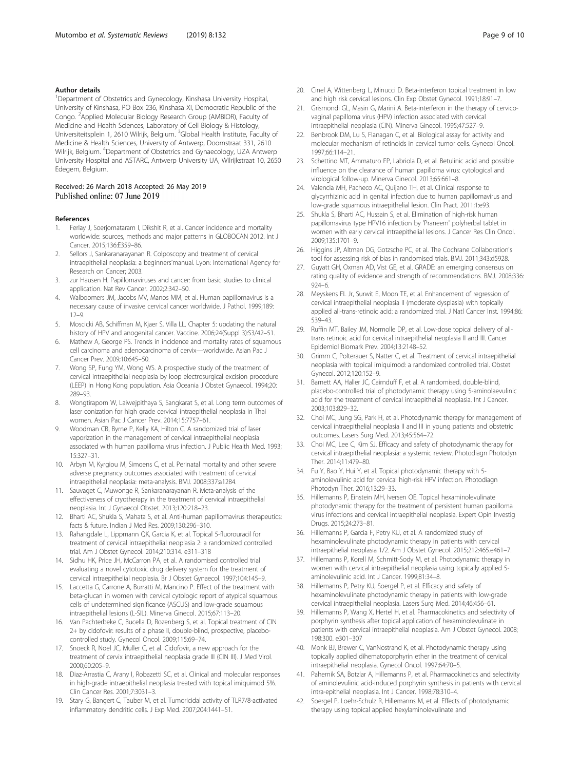#### Author details

[1]Department of Obstetrics and Gynecology, Kinshasa University Hospital, University of Kinshasa, PO Box 236, Kinshasa XI, Democratic Republic of the Congo. [2]Applied Molecular Biology Research Group (AMBIOR), Faculty of Medicine and Health Sciences, Laboratory of Cell Biology & Histology, Universiteitsplein 1, 2610 Wilrijk, Belgium. [3]Global Health Institute, Faculty of Medicine & Health Sciences, University of Antwerp, Doornstraat 331, 2610 Wilrijk, Belgium. [4]Department of Obstetrics and Gynaecology, UZA Antwerp University Hospital and ASTARC, Antwerp University UA, Wilrijkstraat 10, 2650 Edegem, Belgium.

Received: 26 March 2018 Accepted: 26 May 2019
Published online: 07 June 2019

#### References

1. Ferlay J, Soerjomataram I, Dikshit R, et al. Cancer incidence and mortality worldwide: sources, methods and major patterns in GLOBOCAN 2012. Int J Cancer. 2015;136:E359–86.
2. Sellors J, Sankaranarayanan R. Colposcopy and treatment of cervical intraepithelial neoplasia: a beginners'manual. Lyon: International Agency for Research on Cancer; 2003.
3. zur Hausen H. Papillomaviruses and cancer: from basic studies to clinical application. Nat Rev Cancer. 2002;2:342–50.
4. Walboomers JM, Jacobs MV, Manos MM, et al. Human papillomavirus is a necessary cause of invasive cervical cancer worldwide. J Pathol. 1999;189:12–9.
5. Moscicki AB, Schiffman M, Kjaer S, Villa LL. Chapter 5: updating the natural history of HPV and anogenital cancer. Vaccine. 2006;24(Suppl 3):S3/42–51.
6. Mathew A, George PS. Trends in incidence and mortality rates of squamous cell carcinoma and adenocarcinoma of cervix—worldwide. Asian Pac J Cancer Prev. 2009;10:645–50.
7. Wong SP, Fung YM, Wong WS. A prospective study of the treatment of cervical intraepithelial neoplasia by loop electrosurgical excision procedure (LEEP) in Hong Kong population. Asia Oceania J Obstet Gynaecol. 1994;20:289–93.
8. Wongtiraporn W, Laiwejpithaya S, Sangkarat S, et al. Long term outcomes of laser conization for high grade cervical intraepithelial neoplasia in Thai women. Asian Pac J Cancer Prev. 2014;15:7757–61.
9. Woodman CB, Byrne P, Kelly KA, Hilton C. A randomized trial of laser vaporization in the management of cervical intraepithelial neoplasia associated with human papilloma virus infection. J Public Health Med. 1993;15:327–31.
10. Arbyn M, Kyrgiou M, Simoens C, et al. Perinatal mortality and other severe adverse pregnancy outcomes associated with treatment of cervical intraepithelial neoplasia: meta-analysis. BMJ. 2008;337:a1284.
11. Sauvaget C, Muwonge R, Sankaranarayanan R. Meta-analysis of the effectiveness of cryotherapy in the treatment of cervical intraepithelial neoplasia. Int J Gynaecol Obstet. 2013;120:218–23.
12. Bharti AC, Shukla S, Mahata S, et al. Anti-human papillomavirus therapeutics: facts & future. Indian J Med Res. 2009;130:296–310.
13. Rahangdale L, Lippmann QK, Garcia K, et al. Topical 5-fluorouracil for treatment of cervical intraepithelial neoplasia 2: a randomized controlled trial. Am J Obstet Gynecol. 2014;210:314. e311–318
14. Sidhu HK, Price JH, McCarron PA, et al. A randomised controlled trial evaluating a novel cytotoxic drug delivery system for the treatment of cervical intraepithelial neoplasia. Br J Obstet Gynaecol. 1997;104:145–9.
15. Laccetta G, Carrone A, Burratti M, Mancino P. Effect of the treatment with beta-glucan in women with cervical cytologic report of atypical squamous cells of undetermined significance (ASCUS) and low-grade squamous intraepithelial lesions (L-SIL). Minerva Ginecol. 2015;67:113–20.
16. Van Pachterbeke C, Bucella D, Rozenberg S, et al. Topical treatment of CIN 2+ by cidofovir: results of a phase II, double-blind, prospective, placebo-controlled study. Gynecol Oncol. 2009;115:69–74.
17. Snoeck R, Noel JC, Muller C, et al. Cidofovir, a new approach for the treatment of cervix intraepithelial neoplasia grade III (CIN III). J Med Virol. 2000;60:205–9.
18. Diaz-Arrastia C, Arany I, Robazetti SC, et al. Clinical and molecular responses in high-grade intraepithelial neoplasia treated with topical imiquimod 5%. Clin Cancer Res. 2001;7:3031–3.
19. Stary G, Bangert C, Tauber M, et al. Tumoricidal activity of TLR7/8-activated inflammatory dendritic cells. J Exp Med. 2007;204:1441–51.
20. Cinel A, Wittenberg L, Minucci D. Beta-interferon topical treatment in low and high risk cervical lesions. Clin Exp Obstet Gynecol. 1991;18:91–7.
21. Grismondi GL, Masin G, Marini A. Beta-interferon in the therapy of cervico-vaginal papilloma virus (HPV) infection associated with cervical intraepithelial neoplasia (CIN). Minerva Ginecol. 1995;47:527–9.
22. Benbrook DM, Lu S, Flanagan C, et al. Biological assay for activity and molecular mechanism of retinoids in cervical tumor cells. Gynecol Oncol. 1997;66:114–21.
23. Schettino MT, Ammaturo FP, Labriola D, et al. Betulinic acid and possible influence on the clearance of human papilloma virus: cytological and virological follow-up. Minerva Ginecol. 2013;65:661–8.
24. Valencia MH, Pacheco AC, Quijano TH, et al. Clinical response to glycyrrhizinic acid in genital infection due to human papillomavirus and low-grade squamous intraepithelial lesion. Clin Pract. 2011;1:e93.
25. Shukla S, Bharti AC, Hussain S, et al. Elimination of high-risk human papillomavirus type HPV16 infection by 'Praneem' polyherbal tablet in women with early cervical intraepithelial lesions. J Cancer Res Clin Oncol. 2009;135:1701–9.
26. Higgins JP, Altman DG, Gotzsche PC, et al. The Cochrane Collaboration's tool for assessing risk of bias in randomised trials. BMJ. 2011;343:d5928.
27. Guyatt GH, Oxman AD, Vist GE, et al. GRADE: an emerging consensus on rating quality of evidence and strength of recommendations. BMJ. 2008;336:924–6.
28. Meyskens FL Jr, Surwit E, Moon TE, et al. Enhancement of regression of cervical intraepithelial neoplasia II (moderate dysplasia) with topically applied all-trans-retinoic acid: a randomized trial. J Natl Cancer Inst. 1994;86:539–43.
29. Ruffin MT, Bailey JM, Normolle DP, et al. Low-dose topical delivery of all-trans retinoic acid for cervical intraepithelial neoplasia II and III. Cancer Epidemiol Biomark Prev. 2004;13:2148–52.
30. Grimm C, Polterauer S, Natter C, et al. Treatment of cervical intraepithelial neoplasia with topical imiquimod: a randomized controlled trial. Obstet Gynecol. 2012;120:152–9.
31. Barnett AA, Haller JC, Cairnduff F, et al. A randomised, double-blind, placebo-controlled trial of photodynamic therapy using 5-aminolaevulinic acid for the treatment of cervical intraepithelial neoplasia. Int J Cancer. 2003;103:829–32.
32. Choi MC, Jung SG, Park H, et al. Photodynamic therapy for management of cervical intraepithelial neoplasia II and III in young patients and obstetric outcomes. Lasers Surg Med. 2013;45:564–72.
33. Choi MC, Lee C, Kim SJ. Efficacy and safety of photodynamic therapy for cervical intraepithelial neoplasia: a systemic review. Photodiagn Photodyn Ther. 2014;11:479–80.
34. Fu Y, Bao Y, Hui Y, et al. Topical photodynamic therapy with 5-aminolevulinic acid for cervical high-risk HPV infection. Photodiagn Photodyn Ther. 2016;13:29–33.
35. Hillemanns P, Einstein MH, Iversen OE. Topical hexaminolevulinate photodynamic therapy for the treatment of persistent human papilloma virus infections and cervical intraepithelial neoplasia. Expert Opin Investig Drugs. 2015;24:273–81.
36. Hillemanns P, Garcia F, Petry KU, et al. A randomized study of hexaminolevulinate photodynamic therapy in patients with cervical intraepithelial neoplasia 1/2. Am J Obstet Gynecol. 2015;212:465.e461–7.
37. Hillemanns P, Korell M, Schmitt-Sody M, et al. Photodynamic therapy in women with cervical intraepithelial neoplasia using topically applied 5-aminolevulinic acid. Int J Cancer. 1999;81:34–8.
38. Hillemanns P, Petry KU, Soergel P, et al. Efficacy and safety of hexaminolevulinate photodynamic therapy in patients with low-grade cervical intraepithelial neoplasia. Lasers Surg Med. 2014;46:456–61.
39. Hillemanns P, Wang X, Hertel H, et al. Pharmacokinetics and selectivity of porphyrin synthesis after topical application of hexaminolevulinate in patients with cervical intraepithelial neoplasia. Am J Obstet Gynecol. 2008;198:300. e301–307
40. Monk BJ, Brewer C, VanNostrand K, et al. Photodynamic therapy using topically applied dihematoporphyrin ether in the treatment of cervical intraepithelial neoplasia. Gynecol Oncol. 1997;64:70–5.
41. Pahernik SA, Botzlar A, Hillemanns P, et al. Pharmacokinetics and selectivity of aminolevulinic acid-induced porphyrin synthesis in patients with cervical intra-epithelial neoplasia. Int J Cancer. 1998;78:310–4.
42. Soergel P, Loehr-Schulz R, Hillemanns M, et al. Effects of photodynamic therapy using topical applied hexylaminolevulinate and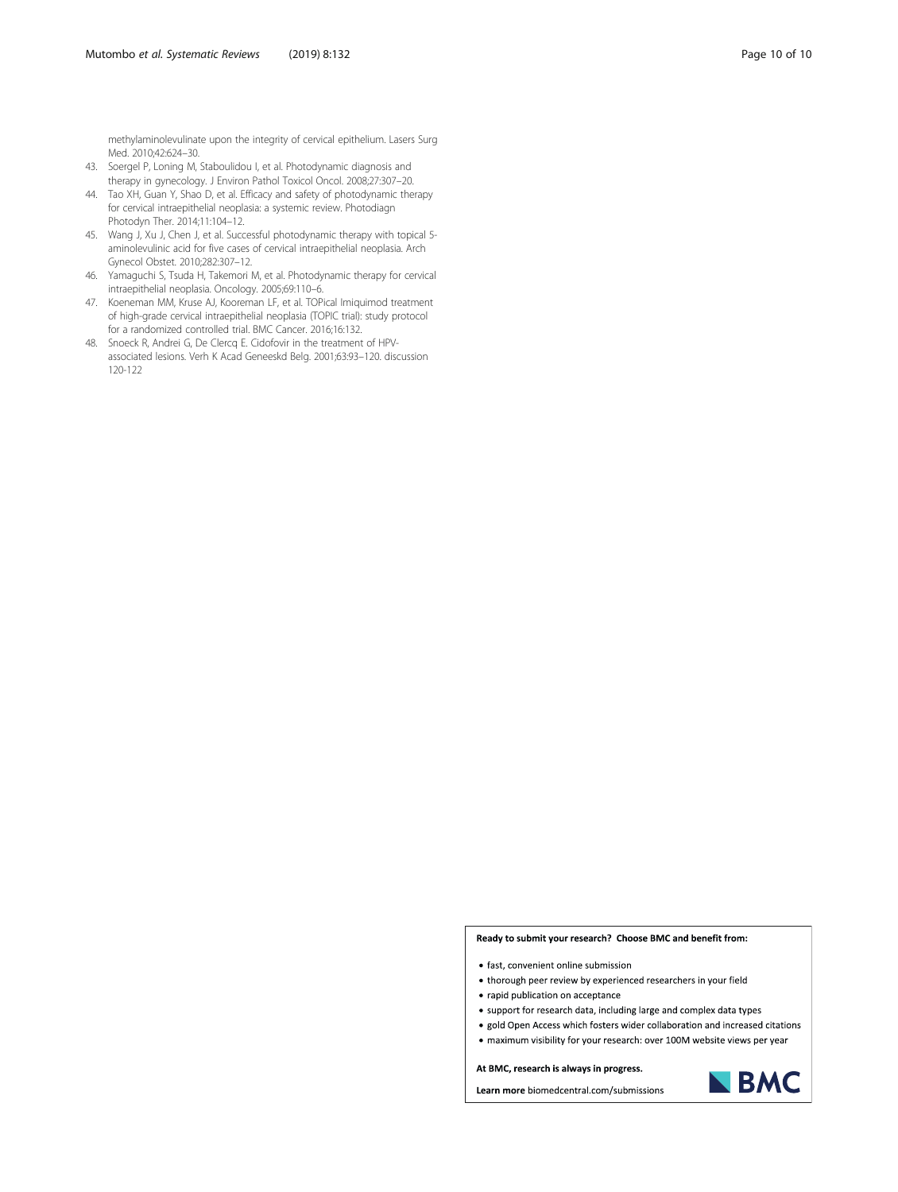methylaminolevulinate upon the integrity of cervical epithelium. Lasers Surg Med. 2010;42:624–30.

43. Soergel P, Loning M, Staboulidou I, et al. Photodynamic diagnosis and therapy in gynecology. J Environ Pathol Toxicol Oncol. 2008;27:307–20.
44. Tao XH, Guan Y, Shao D, et al. Efficacy and safety of photodynamic therapy for cervical intraepithelial neoplasia: a systemic review. Photodiagn Photodyn Ther. 2014;11:104–12.
45. Wang J, Xu J, Chen J, et al. Successful photodynamic therapy with topical 5-aminolevulinic acid for five cases of cervical intraepithelial neoplasia. Arch Gynecol Obstet. 2010;282:307–12.
46. Yamaguchi S, Tsuda H, Takemori M, et al. Photodynamic therapy for cervical intraepithelial neoplasia. Oncology. 2005;69:110–6.
47. Koeneman MM, Kruse AJ, Kooreman LF, et al. TOPical Imiquimod treatment of high-grade cervical intraepithelial neoplasia (TOPIC trial): study protocol for a randomized controlled trial. BMC Cancer. 2016;16:132.
48. Snoeck R, Andrei G, De Clercq E. Cidofovir in the treatment of HPV-associated lesions. Verh K Acad Geneeskd Belg. 2001;63:93–120. discussion 120-122

**Ready to submit your research? Choose BMC and benefit from:**

- fast, convenient online submission
- thorough peer review by experienced researchers in your field
- rapid publication on acceptance
- support for research data, including large and complex data types
- gold Open Access which fosters wider collaboration and increased citations
- maximum visibility for your research: over 100M website views per year

**At BMC, research is always in progress.**

**Learn more** biomedcentral.com/submissions

BMC